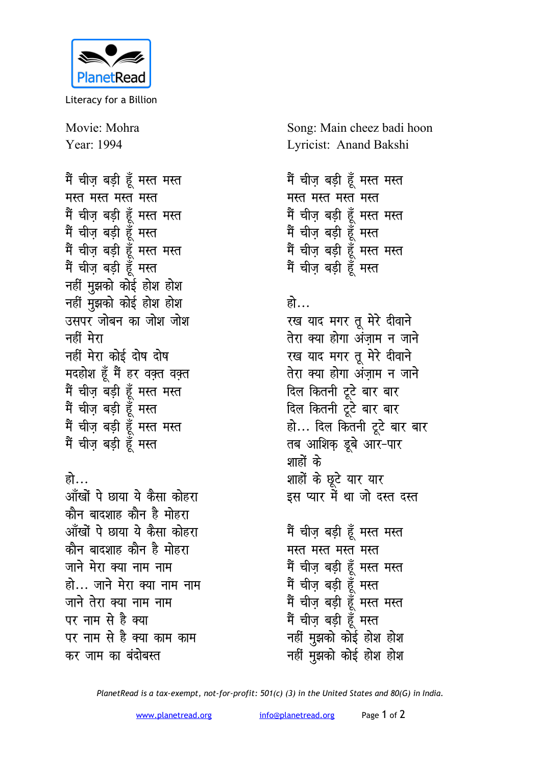PlanetRead

Literacy for a Billion

Movie: Mohra
Year: 1994

Song: Main cheez badi hoon
Lyricist: Anand Bakshi

मैं चीज़ बड़ी हूँ मस्त मस्त
मस्त मस्त मस्त मस्त
मैं चीज़ बड़ी हूँ मस्त मस्त
मैं चीज़ बड़ी हूँ मस्त
मैं चीज़ बड़ी हूँ मस्त मस्त
मैं चीज़ बड़ी हूँ मस्त
नहीं मुझको कोई होश होश
नहीं मुझको कोई होश होश
उसपर जोबन का जोश जोश
नहीं मेरा
नहीं मेरा कोई दोष दोष
मदहोश हूँ मैं हर वक़्त वक़्त
मैं चीज़ बड़ी हूँ मस्त मस्त
मैं चीज़ बड़ी हूँ मस्त
मैं चीज़ बड़ी हूँ मस्त मस्त
मैं चीज़ बड़ी हूँ मस्त

हो...
आँखों पे छाया ये कैसा कोहरा
कौन बादशाह कौन है मोहरा
आँखों पे छाया ये कैसा कोहरा
कौन बादशाह कौन है मोहरा
जाने मेरा क्या नाम नाम
हो... जाने मेरा क्या नाम नाम
जाने तेरा क्या नाम नाम
पर नाम से है क्या
पर नाम से है क्या काम काम
कर जाम का बंदोबस्त

मैं चीज़ बड़ी हूँ मस्त मस्त
मस्त मस्त मस्त मस्त
मैं चीज़ बड़ी हूँ मस्त मस्त
मैं चीज़ बड़ी हूँ मस्त
मैं चीज़ बड़ी हूँ मस्त मस्त
मैं चीज़ बड़ी हूँ मस्त

हो...
रख याद मगर तू मेरे दीवाने
तेरा क्या होगा अंज़ाम न जाने
रख याद मगर तू मेरे दीवाने
तेरा क्या होगा अंज़ाम न जाने
दिल कितनी टूटे बार बार
दिल कितनी टूटे बार बार
हो... दिल कितनी टूटे बार बार
तब आशिक़ डूबे आर-पार
शाहों के
शाहों के छूटे यार यार
इस प्यार में था जो दस्त दस्त

मैं चीज़ बड़ी हूँ मस्त मस्त
मस्त मस्त मस्त मस्त
मैं चीज़ बड़ी हूँ मस्त मस्त
मैं चीज़ बड़ी हूँ मस्त
मैं चीज़ बड़ी हूँ मस्त मस्त
मैं चीज़ बड़ी हूँ मस्त
नहीं मुझको कोई होश होश
नहीं मुझको कोई होश होश

*PlanetRead is a tax-exempt, not-for-profit: 501(c) (3) in the United States and 80(G) in India.*

www.planetread.org info@planetread.org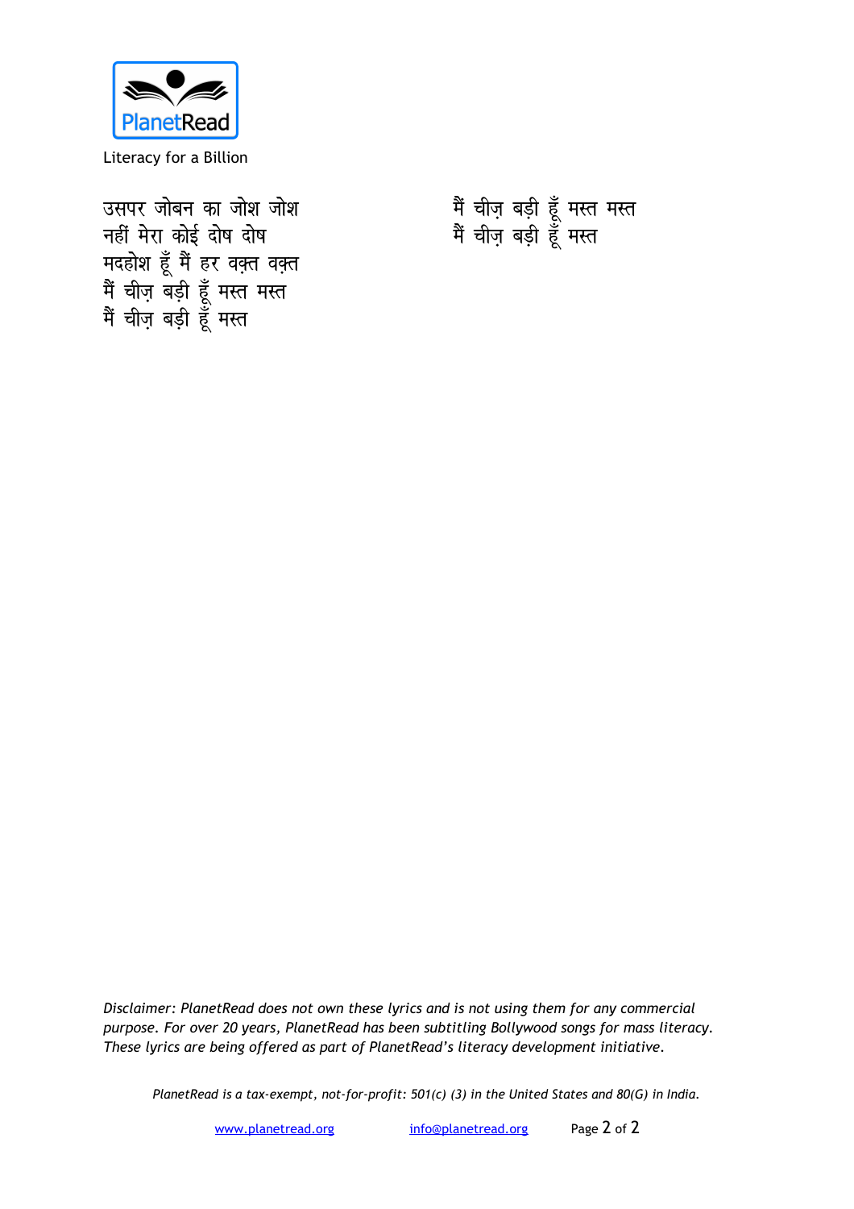उसपर जोबन का जोश जोश
नहीं मेरा कोई दोष दोष
मदहोश हूँ मैं हर वक़्त वक़्त
मैं चीज़ बड़ी हूँ मस्त मस्त
मैं चीज़ बड़ी हूँ मस्त

मैं चीज़ बड़ी हूँ मस्त मस्त
मैं चीज़ बड़ी हूँ मस्त

*Disclaimer: PlanetRead does not own these lyrics and is not using them for any commercial purpose. For over 20 years, PlanetRead has been subtitling Bollywood songs for mass literacy. These lyrics are being offered as part of PlanetRead's literacy development initiative.*

*PlanetRead is a tax-exempt, not-for-profit: 501(c) (3) in the United States and 80(G) in India.*

www.planetread.org info@planetread.org